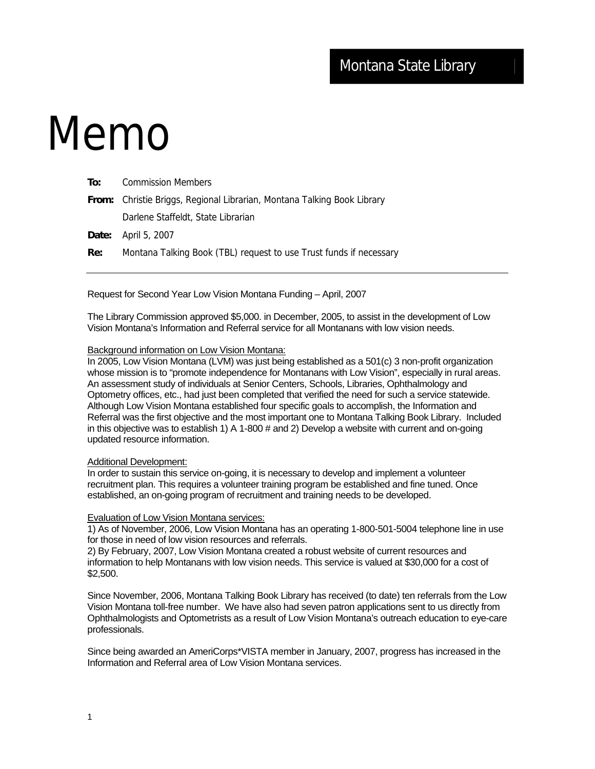Montana State Library

# Memo

**To:** Commission Members

**From:** Christie Briggs, Regional Librarian, Montana Talking Book Library
Darlene Staffeldt, State Librarian

**Date:** April 5, 2007

**Re:** Montana Talking Book (TBL) request to use Trust funds if necessary

---

Request for Second Year Low Vision Montana Funding – April, 2007

The Library Commission approved $5,000. in December, 2005, to assist in the development of Low Vision Montana's Information and Referral service for all Montanans with low vision needs.

<u>Background information on Low Vision Montana:</u>
In 2005, Low Vision Montana (LVM) was just being established as a 501(c) 3 non-profit organization whose mission is to "promote independence for Montanans with Low Vision", especially in rural areas. An assessment study of individuals at Senior Centers, Schools, Libraries, Ophthalmology and Optometry offices, etc., had just been completed that verified the need for such a service statewide. Although Low Vision Montana established four specific goals to accomplish, the Information and Referral was the first objective and the most important one to Montana Talking Book Library. Included in this objective was to establish 1) A 1-800 # and 2) Develop a website with current and on-going updated resource information.

<u>Additional Development:</u>
In order to sustain this service on-going, it is necessary to develop and implement a volunteer recruitment plan. This requires a volunteer training program be established and fine tuned. Once established, an on-going program of recruitment and training needs to be developed.

<u>Evaluation of Low Vision Montana services:</u>
1) As of November, 2006, Low Vision Montana has an operating 1-800-501-5004 telephone line in use for those in need of low vision resources and referrals.
2) By February, 2007, Low Vision Montana created a robust website of current resources and information to help Montanans with low vision needs. This service is valued at $30,000 for a cost of $2,500.

Since November, 2006, Montana Talking Book Library has received (to date) ten referrals from the Low Vision Montana toll-free number. We have also had seven patron applications sent to us directly from Ophthalmologists and Optometrists as a result of Low Vision Montana's outreach education to eye-care professionals.

Since being awarded an AmeriCorps*VISTA member in January, 2007, progress has increased in the Information and Referral area of Low Vision Montana services.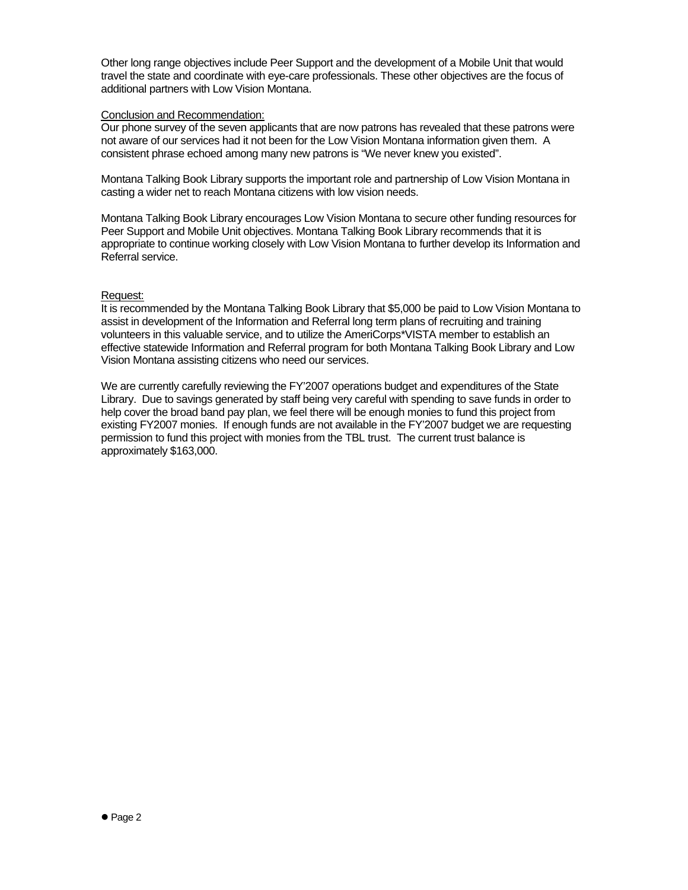Other long range objectives include Peer Support and the development of a Mobile Unit that would travel the state and coordinate with eye-care professionals. These other objectives are the focus of additional partners with Low Vision Montana.

<u>Conclusion and Recommendation:</u>

Our phone survey of the seven applicants that are now patrons has revealed that these patrons were not aware of our services had it not been for the Low Vision Montana information given them. A consistent phrase echoed among many new patrons is "We never knew you existed".

Montana Talking Book Library supports the important role and partnership of Low Vision Montana in casting a wider net to reach Montana citizens with low vision needs.

Montana Talking Book Library encourages Low Vision Montana to secure other funding resources for Peer Support and Mobile Unit objectives. Montana Talking Book Library recommends that it is appropriate to continue working closely with Low Vision Montana to further develop its Information and Referral service.

<u>Request:</u>

It is recommended by the Montana Talking Book Library that $5,000 be paid to Low Vision Montana to assist in development of the Information and Referral long term plans of recruiting and training volunteers in this valuable service, and to utilize the AmeriCorps*VISTA member to establish an effective statewide Information and Referral program for both Montana Talking Book Library and Low Vision Montana assisting citizens who need our services.

We are currently carefully reviewing the FY'2007 operations budget and expenditures of the State Library. Due to savings generated by staff being very careful with spending to save funds in order to help cover the broad band pay plan, we feel there will be enough monies to fund this project from existing FY2007 monies. If enough funds are not available in the FY'2007 budget we are requesting permission to fund this project with monies from the TBL trust. The current trust balance is approximately $163,000.